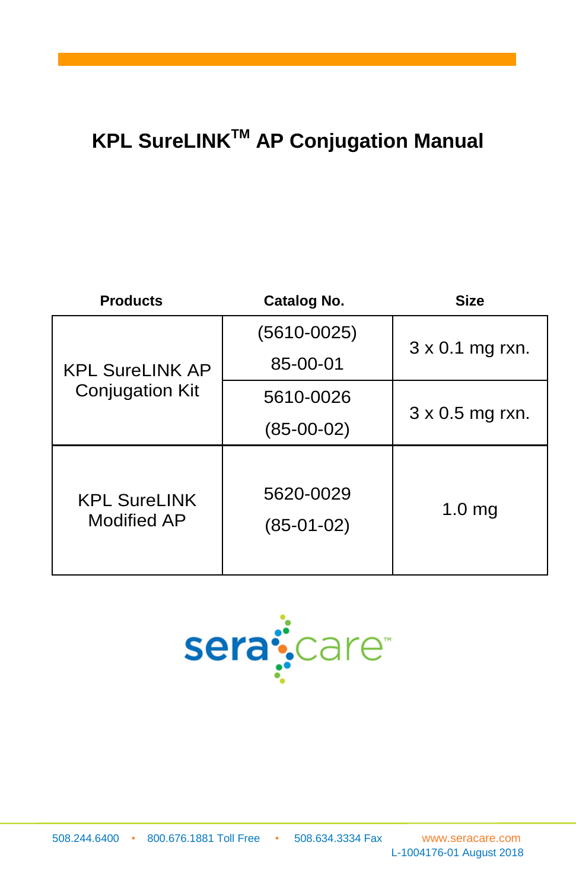# KPL SureLINK™ AP Conjugation Manual

| Products | Catalog No. | Size |
|---|---|---|
| KPL SureLINK AP Conjugation Kit | (5610-0025) 85-00-01 | 3 x 0.1 mg rxn. |
| | 5610-0026 (85-00-02) | 3 x 0.5 mg rxn. |
| KPL SureLINK Modified AP | 5620-0029 (85-01-02) | 1.0 mg |

seracare™

508.244.6400 • 800.676.1881 Toll Free • 508.634.3334 Fax www.seracare.com

L-1004176-01 August 2018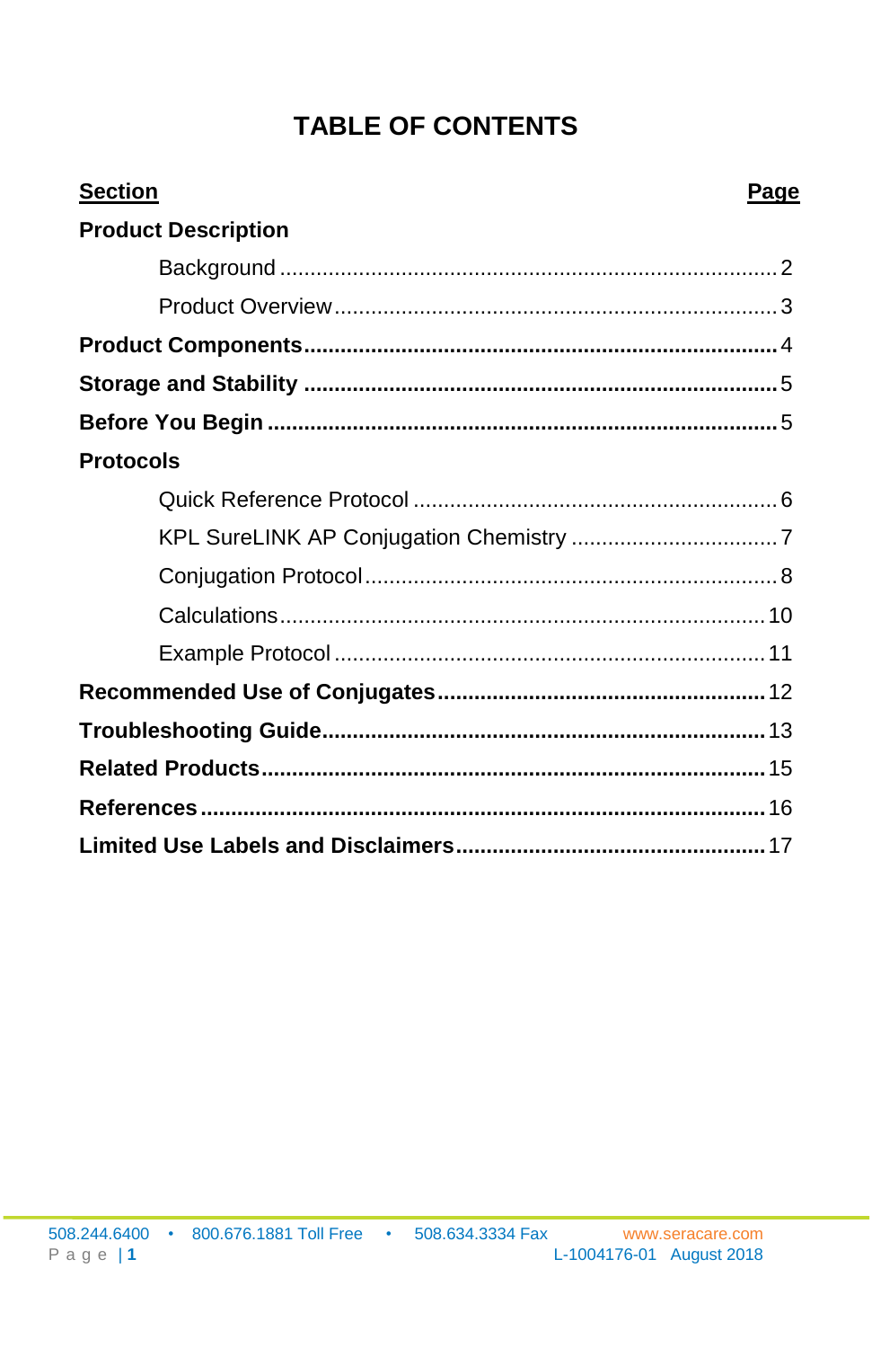# TABLE OF CONTENTS

| Section | Page |
|---|---|
| **Product Description** | |
| Background | 2 |
| Product Overview | 3 |
| **Product Components** | 4 |
| **Storage and Stability** | 5 |
| **Before You Begin** | 5 |
| **Protocols** | |
| Quick Reference Protocol | 6 |
| KPL SureLINK AP Conjugation Chemistry | 7 |
| Conjugation Protocol | 8 |
| Calculations | 10 |
| Example Protocol | 11 |
| **Recommended Use of Conjugates** | 12 |
| **Troubleshooting Guide** | 13 |
| **Related Products** | 15 |
| **References** | 16 |
| **Limited Use Labels and Disclaimers** | 17 |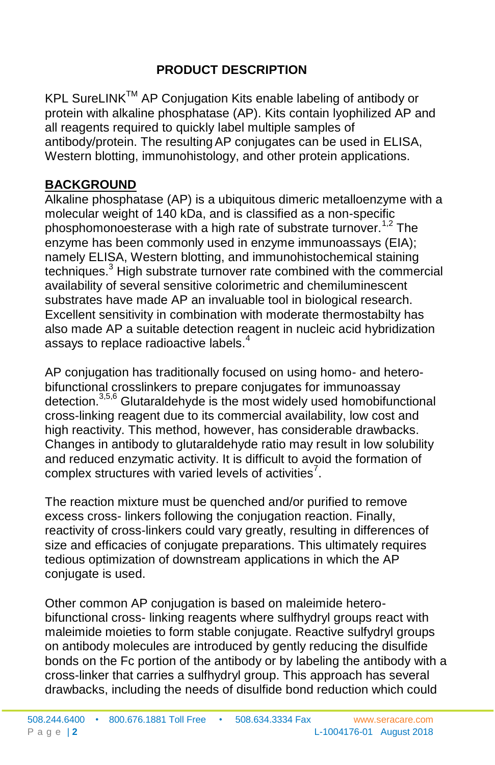## PRODUCT DESCRIPTION

KPL SureLINK™ AP Conjugation Kits enable labeling of antibody or protein with alkaline phosphatase (AP). Kits contain lyophilized AP and all reagents required to quickly label multiple samples of antibody/protein. The resulting AP conjugates can be used in ELISA, Western blotting, immunohistology, and other protein applications.

## BACKGROUND

Alkaline phosphatase (AP) is a ubiquitous dimeric metalloenzyme with a molecular weight of 140 kDa, and is classified as a non-specific phosphomonoesterase with a high rate of substrate turnover.[1,2] The enzyme has been commonly used in enzyme immunoassays (EIA); namely ELISA, Western blotting, and immunohistochemical staining techniques.[3] High substrate turnover rate combined with the commercial availability of several sensitive colorimetric and chemiluminescent substrates have made AP an invaluable tool in biological research. Excellent sensitivity in combination with moderate thermostabilty has also made AP a suitable detection reagent in nucleic acid hybridization assays to replace radioactive labels.[4]

AP conjugation has traditionally focused on using homo- and hetero-bifunctional crosslinkers to prepare conjugates for immunoassay detection.[3,5,6] Glutaraldehyde is the most widely used homobifunctional cross-linking reagent due to its commercial availability, low cost and high reactivity. This method, however, has considerable drawbacks. Changes in antibody to glutaraldehyde ratio may result in low solubility and reduced enzymatic activity. It is difficult to avoid the formation of complex structures with varied levels of activities[7].

The reaction mixture must be quenched and/or purified to remove excess cross- linkers following the conjugation reaction. Finally, reactivity of cross-linkers could vary greatly, resulting in differences of size and efficacies of conjugate preparations. This ultimately requires tedious optimization of downstream applications in which the AP conjugate is used.

Other common AP conjugation is based on maleimide hetero-bifunctional cross- linking reagents where sulfhydryl groups react with maleimide moieties to form stable conjugate. Reactive sulfydryl groups on antibody molecules are introduced by gently reducing the disulfide bonds on the Fc portion of the antibody or by labeling the antibody with a cross-linker that carries a sulfhydryl group. This approach has several drawbacks, including the needs of disulfide bond reduction which could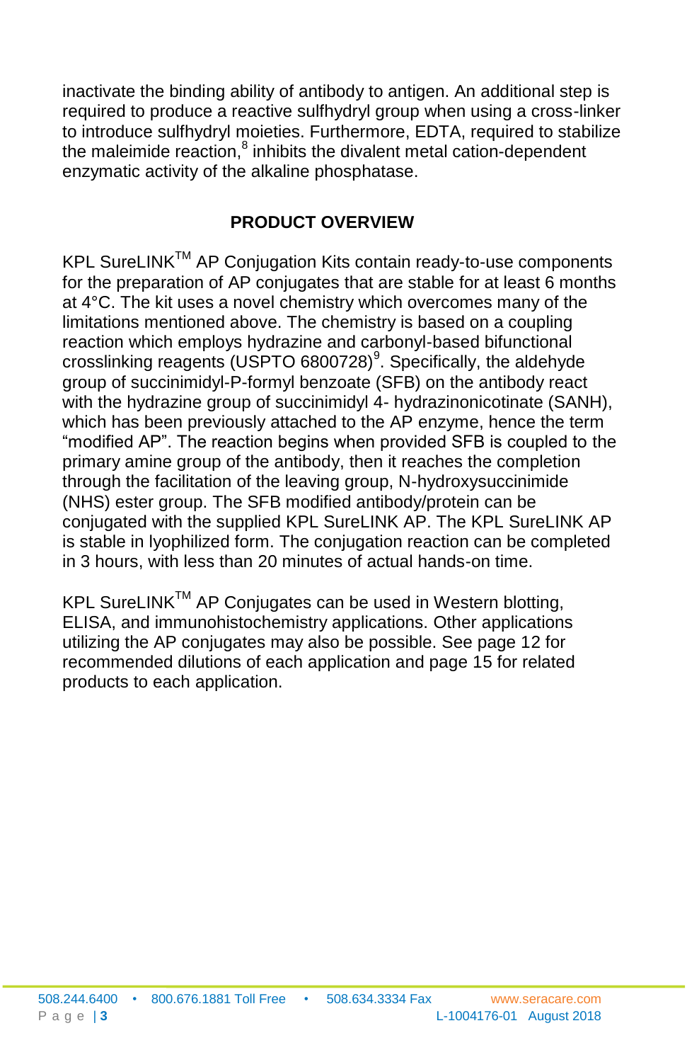inactivate the binding ability of antibody to antigen. An additional step is required to produce a reactive sulfhydryl group when using a cross-linker to introduce sulfhydryl moieties. Furthermore, EDTA, required to stabilize the maleimide reaction,[8] inhibits the divalent metal cation-dependent enzymatic activity of the alkaline phosphatase.

## PRODUCT OVERVIEW

KPL SureLINK™ AP Conjugation Kits contain ready-to-use components for the preparation of AP conjugates that are stable for at least 6 months at 4°C. The kit uses a novel chemistry which overcomes many of the limitations mentioned above. The chemistry is based on a coupling reaction which employs hydrazine and carbonyl-based bifunctional crosslinking reagents (USPTO 6800728)[9]. Specifically, the aldehyde group of succinimidyl-P-formyl benzoate (SFB) on the antibody react with the hydrazine group of succinimidyl 4- hydrazinonicotinate (SANH), which has been previously attached to the AP enzyme, hence the term "modified AP". The reaction begins when provided SFB is coupled to the primary amine group of the antibody, then it reaches the completion through the facilitation of the leaving group, N-hydroxysuccinimide (NHS) ester group. The SFB modified antibody/protein can be conjugated with the supplied KPL SureLINK AP. The KPL SureLINK AP is stable in lyophilized form. The conjugation reaction can be completed in 3 hours, with less than 20 minutes of actual hands-on time.

KPL SureLINK™ AP Conjugates can be used in Western blotting, ELISA, and immunohistochemistry applications. Other applications utilizing the AP conjugates may also be possible. See page 12 for recommended dilutions of each application and page 15 for related products to each application.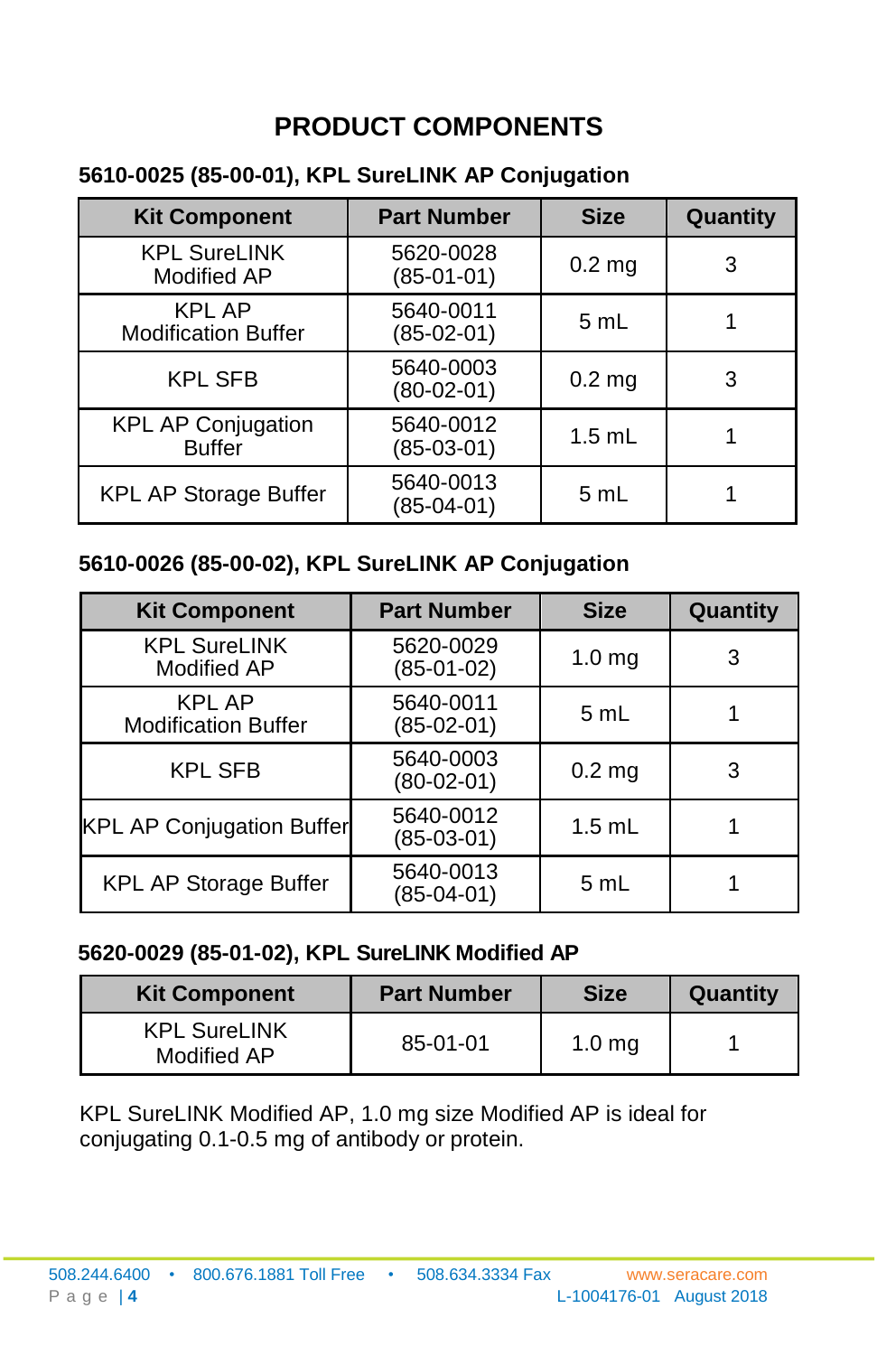# PRODUCT COMPONENTS

**5610-0025 (85-00-01), KPL SureLINK AP Conjugation**

| Kit Component | Part Number | Size | Quantity |
|---|---|---|---|
| KPL SureLINK Modified AP | 5620-0028 (85-01-01) | 0.2 mg | 3 |
| KPL AP Modification Buffer | 5640-0011 (85-02-01) | 5 mL | 1 |
| KPL SFB | 5640-0003 (80-02-01) | 0.2 mg | 3 |
| KPL AP Conjugation Buffer | 5640-0012 (85-03-01) | 1.5 mL | 1 |
| KPL AP Storage Buffer | 5640-0013 (85-04-01) | 5 mL | 1 |

**5610-0026 (85-00-02), KPL SureLINK AP Conjugation**

| Kit Component | Part Number | Size | Quantity |
|---|---|---|---|
| KPL SureLINK Modified AP | 5620-0029 (85-01-02) | 1.0 mg | 3 |
| KPL AP Modification Buffer | 5640-0011 (85-02-01) | 5 mL | 1 |
| KPL SFB | 5640-0003 (80-02-01) | 0.2 mg | 3 |
| KPL AP Conjugation Buffer | 5640-0012 (85-03-01) | 1.5 mL | 1 |
| KPL AP Storage Buffer | 5640-0013 (85-04-01) | 5 mL | 1 |

**5620-0029 (85-01-02), KPL SureLINK Modified AP**

| Kit Component | Part Number | Size | Quantity |
|---|---|---|---|
| KPL SureLINK Modified AP | 85-01-01 | 1.0 mg | 1 |

KPL SureLINK Modified AP, 1.0 mg size Modified AP is ideal for conjugating 0.1-0.5 mg of antibody or protein.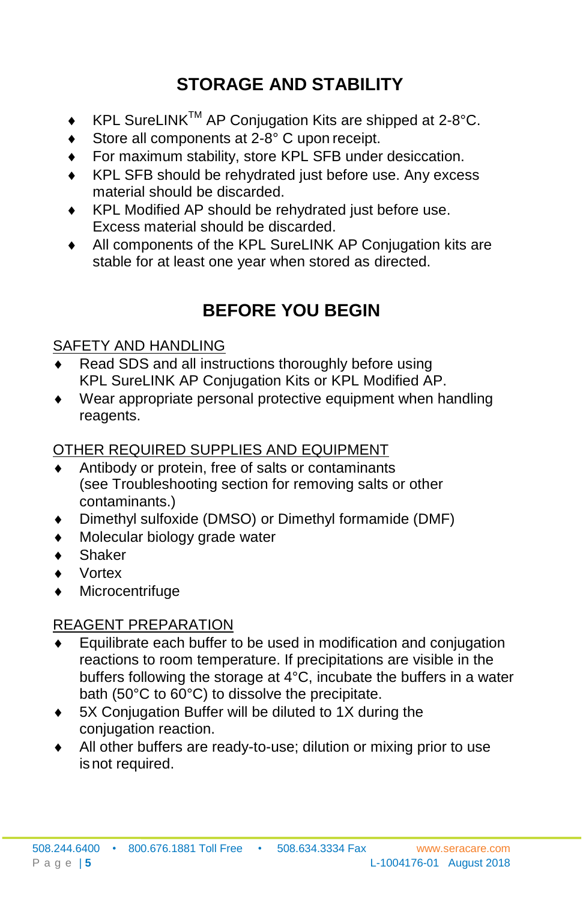## STORAGE AND STABILITY

- KPL SureLINK™ AP Conjugation Kits are shipped at 2-8°C.
- Store all components at 2-8° C upon receipt.
- For maximum stability, store KPL SFB under desiccation.
- KPL SFB should be rehydrated just before use. Any excess material should be discarded.
- KPL Modified AP should be rehydrated just before use. Excess material should be discarded.
- All components of the KPL SureLINK AP Conjugation kits are stable for at least one year when stored as directed.

## BEFORE YOU BEGIN

### SAFETY AND HANDLING

- Read SDS and all instructions thoroughly before using KPL SureLINK AP Conjugation Kits or KPL Modified AP.
- Wear appropriate personal protective equipment when handling reagents.

### OTHER REQUIRED SUPPLIES AND EQUIPMENT

- Antibody or protein, free of salts or contaminants (see Troubleshooting section for removing salts or other contaminants.)
- Dimethyl sulfoxide (DMSO) or Dimethyl formamide (DMF)
- Molecular biology grade water
- Shaker
- Vortex
- Microcentrifuge

### REAGENT PREPARATION

- Equilibrate each buffer to be used in modification and conjugation reactions to room temperature. If precipitations are visible in the buffers following the storage at 4°C, incubate the buffers in a water bath (50°C to 60°C) to dissolve the precipitate.
- 5X Conjugation Buffer will be diluted to 1X during the conjugation reaction.
- All other buffers are ready-to-use; dilution or mixing prior to use is not required.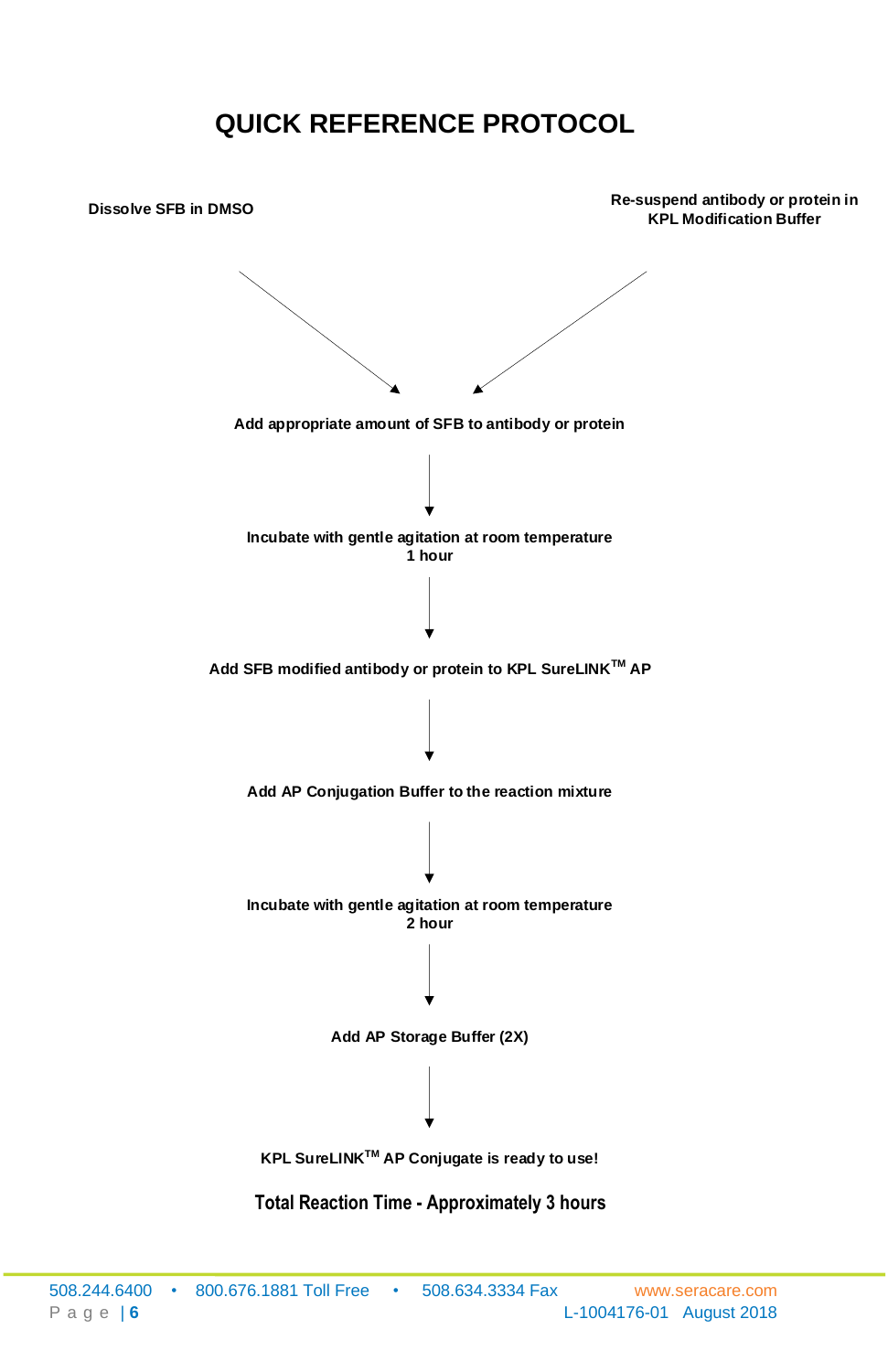# QUICK REFERENCE PROTOCOL

**Dissolve SFB in DMSO**

**Re-suspend antibody or protein in KPL Modification Buffer**

↓

**Add appropriate amount of SFB to antibody or protein**

↓

**Incubate with gentle agitation at room temperature 1 hour**

↓

**Add SFB modified antibody or protein to KPL SureLINK™ AP**

↓

**Add AP Conjugation Buffer to the reaction mixture**

↓

**Incubate with gentle agitation at room temperature 2 hour**

↓

**Add AP Storage Buffer (2X)**

↓

**KPL SureLINK™ AP Conjugate is ready to use!**

**Total Reaction Time - Approximately 3 hours**

508.244.6400 • 800.676.1881 Toll Free • 508.634.3334 Fax www.seracare.com

L-1004176-01 August 2018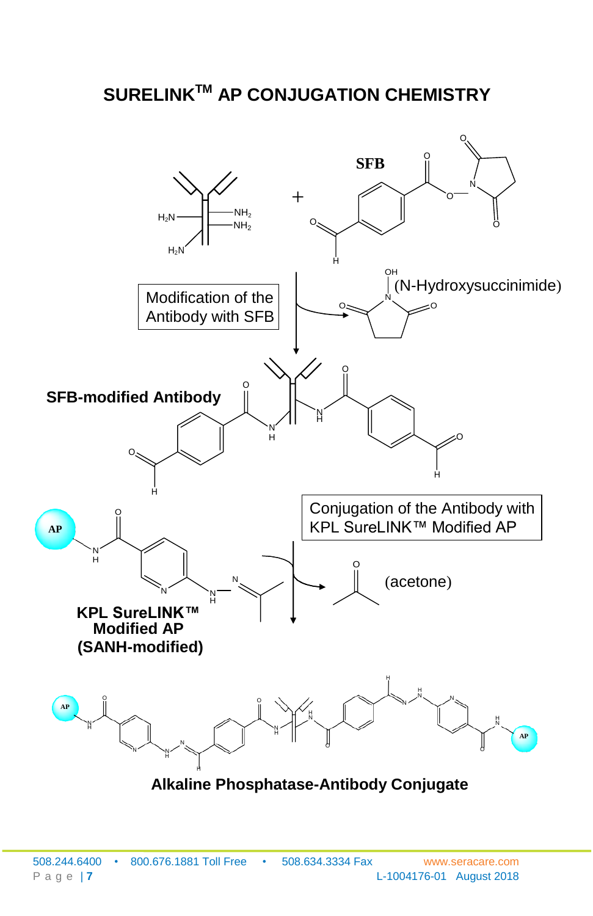# SURELINK™ AP CONJUGATION CHEMISTRY

SFB

Modification of the Antibody with SFB

(N-Hydroxysuccinimide)

SFB-modified Antibody

Conjugation of the Antibody with KPL SureLINK™ Modified AP

KPL SureLINK™ Modified AP (SANH-modified)

(acetone)

Alkaline Phosphatase-Antibody Conjugate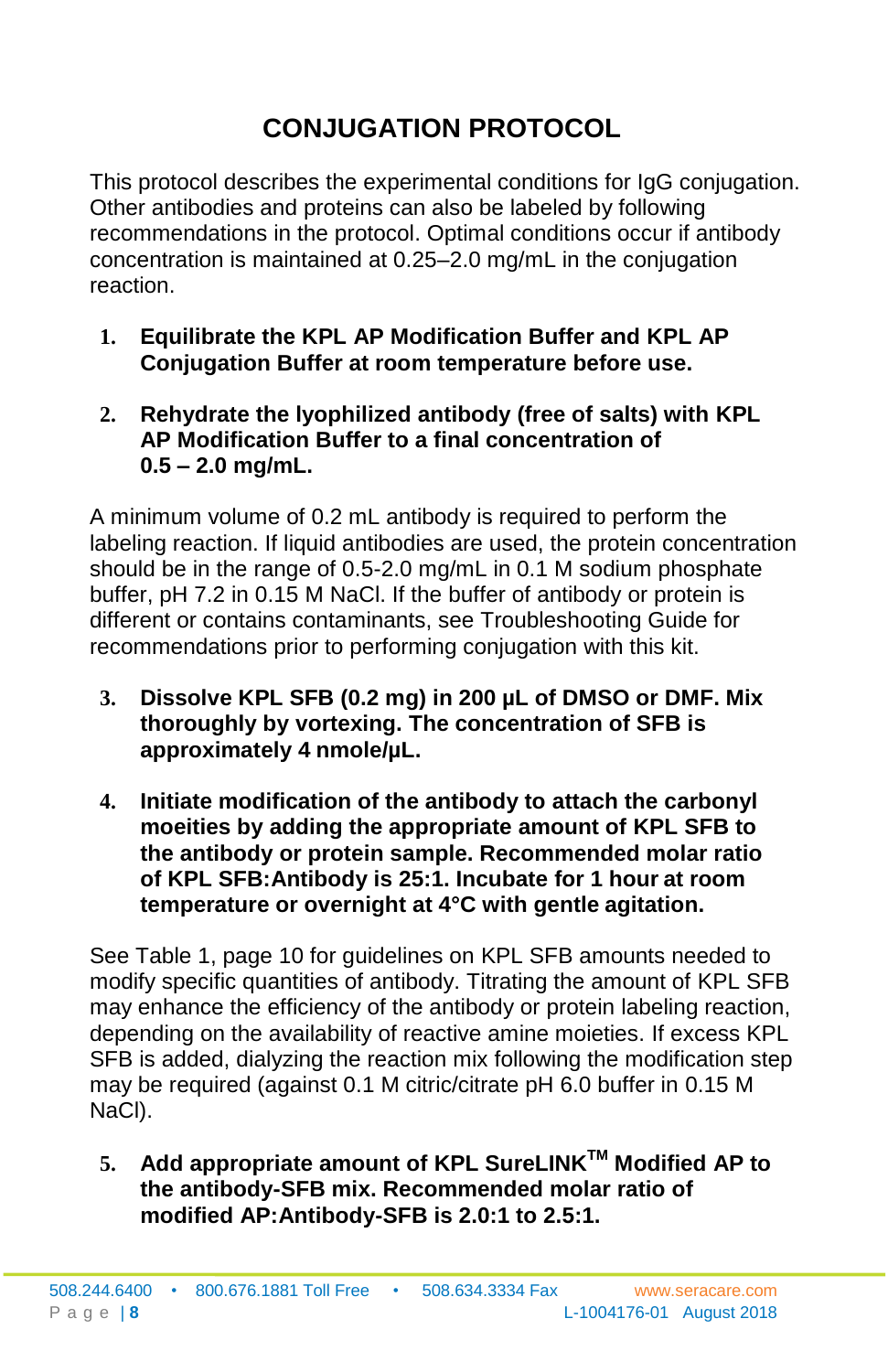# CONJUGATION PROTOCOL

This protocol describes the experimental conditions for IgG conjugation. Other antibodies and proteins can also be labeled by following recommendations in the protocol. Optimal conditions occur if antibody concentration is maintained at 0.25–2.0 mg/mL in the conjugation reaction.

1. **Equilibrate the KPL AP Modification Buffer and KPL AP Conjugation Buffer at room temperature before use.**

2. **Rehydrate the lyophilized antibody (free of salts) with KPL AP Modification Buffer to a final concentration of 0.5 – 2.0 mg/mL.**

A minimum volume of 0.2 mL antibody is required to perform the labeling reaction. If liquid antibodies are used, the protein concentration should be in the range of 0.5-2.0 mg/mL in 0.1 M sodium phosphate buffer, pH 7.2 in 0.15 M NaCl. If the buffer of antibody or protein is different or contains contaminants, see Troubleshooting Guide for recommendations prior to performing conjugation with this kit.

3. **Dissolve KPL SFB (0.2 mg) in 200 µL of DMSO or DMF. Mix thoroughly by vortexing. The concentration of SFB is approximately 4 nmole/µL.**

4. **Initiate modification of the antibody to attach the carbonyl moieties by adding the appropriate amount of KPL SFB to the antibody or protein sample. Recommended molar ratio of KPL SFB:Antibody is 25:1. Incubate for 1 hour at room temperature or overnight at 4°C with gentle agitation.**

See Table 1, page 10 for guidelines on KPL SFB amounts needed to modify specific quantities of antibody. Titrating the amount of KPL SFB may enhance the efficiency of the antibody or protein labeling reaction, depending on the availability of reactive amine moieties. If excess KPL SFB is added, dialyzing the reaction mix following the modification step may be required (against 0.1 M citric/citrate pH 6.0 buffer in 0.15 M NaCl).

5. **Add appropriate amount of KPL SureLINK™ Modified AP to the antibody-SFB mix. Recommended molar ratio of modified AP:Antibody-SFB is 2.0:1 to 2.5:1.**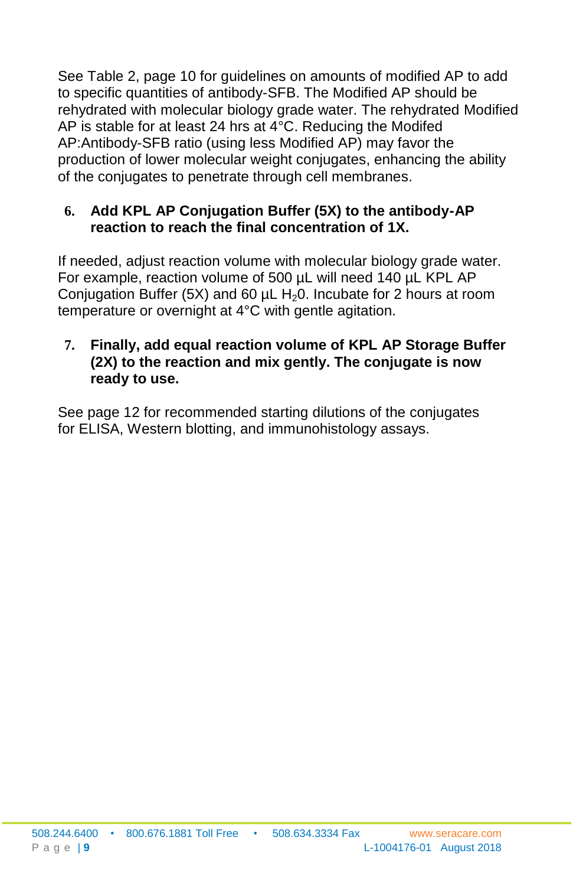See Table 2, page 10 for guidelines on amounts of modified AP to add to specific quantities of antibody-SFB. The Modified AP should be rehydrated with molecular biology grade water. The rehydrated Modified AP is stable for at least 24 hrs at 4°C. Reducing the Modifed AP:Antibody-SFB ratio (using less Modified AP) may favor the production of lower molecular weight conjugates, enhancing the ability of the conjugates to penetrate through cell membranes.

6. **Add KPL AP Conjugation Buffer (5X) to the antibody-AP reaction to reach the final concentration of 1X.**

If needed, adjust reaction volume with molecular biology grade water. For example, reaction volume of 500 µL will need 140 µL KPL AP Conjugation Buffer (5X) and 60 µL $H_20$. Incubate for 2 hours at room temperature or overnight at 4°C with gentle agitation.

7. **Finally, add equal reaction volume of KPL AP Storage Buffer (2X) to the reaction and mix gently. The conjugate is now ready to use.**

See page 12 for recommended starting dilutions of the conjugates for ELISA, Western blotting, and immunohistology assays.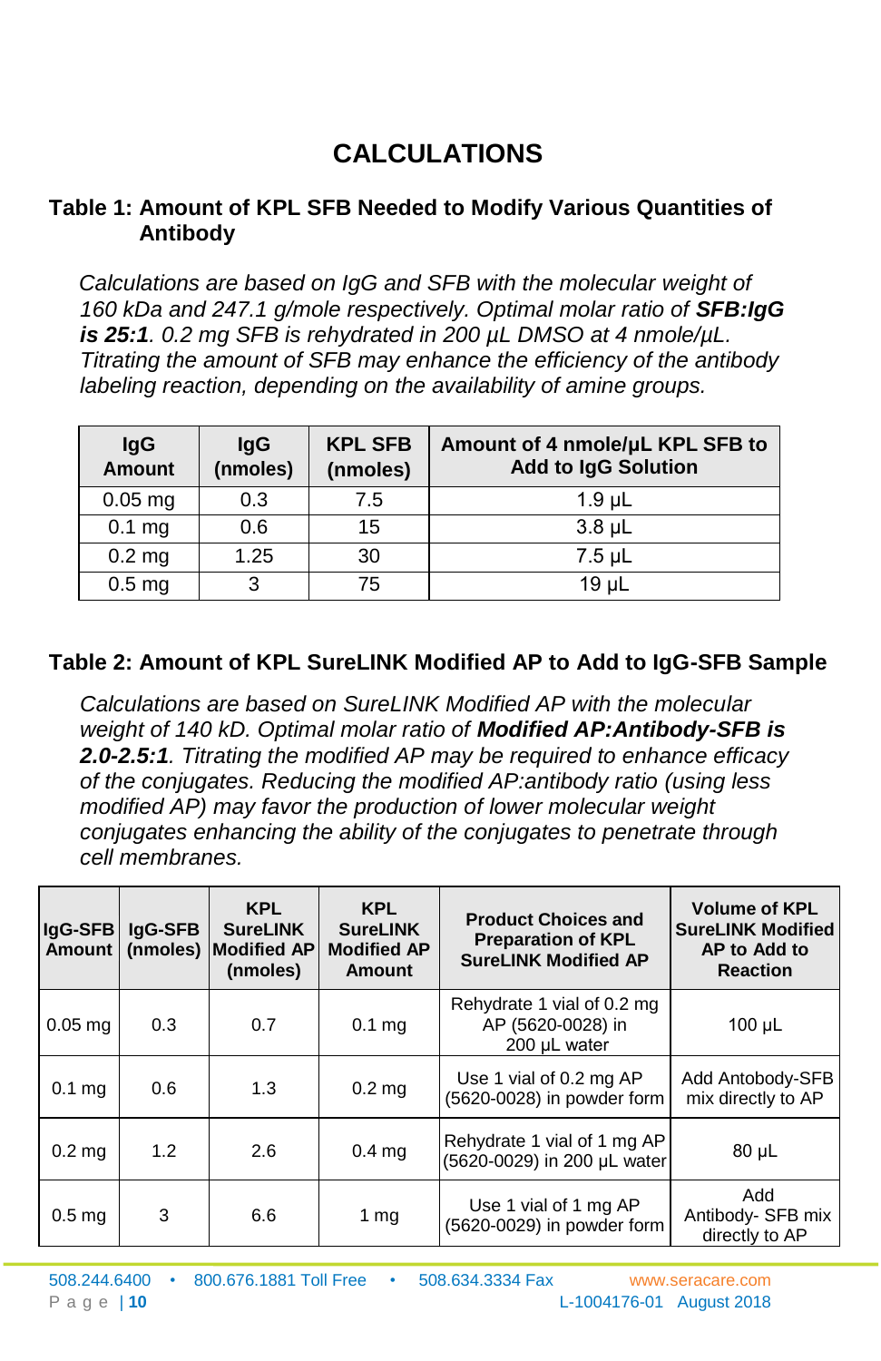# CALCULATIONS

## Table 1: Amount of KPL SFB Needed to Modify Various Quantities of Antibody

*Calculations are based on IgG and SFB with the molecular weight of 160 kDa and 247.1 g/mole respectively. Optimal molar ratio of **SFB:IgG is 25:1**. 0.2 mg SFB is rehydrated in 200 µL DMSO at 4 nmole/µL. Titrating the amount of SFB may enhance the efficiency of the antibody labeling reaction, depending on the availability of amine groups.*

| IgG Amount | IgG (nmoles) | KPL SFB (nmoles) | Amount of 4 nmole/µL KPL SFB to Add to IgG Solution |
|---|---|---|---|
| 0.05 mg | 0.3 | 7.5 | 1.9 µL |
| 0.1 mg | 0.6 | 15 | 3.8 µL |
| 0.2 mg | 1.25 | 30 | 7.5 µL |
| 0.5 mg | 3 | 75 | 19 µL |

## Table 2: Amount of KPL SureLINK Modified AP to Add to IgG-SFB Sample

*Calculations are based on SureLINK Modified AP with the molecular weight of 140 kD. Optimal molar ratio of **Modified AP:Antibody-SFB is 2.0-2.5:1**. Titrating the modified AP may be required to enhance efficacy of the conjugates. Reducing the modified AP:antibody ratio (using less modified AP) may favor the production of lower molecular weight conjugates enhancing the ability of the conjugates to penetrate through cell membranes.*

| IgG-SFB Amount | IgG-SFB (nmoles) | KPL SureLINK Modified AP (nmoles) | KPL SureLINK Modified AP Amount | Product Choices and Preparation of KPL SureLINK Modified AP | Volume of KPL SureLINK Modified AP to Add to Reaction |
|---|---|---|---|---|---|
| 0.05 mg | 0.3 | 0.7 | 0.1 mg | Rehydrate 1 vial of 0.2 mg AP (5620-0028) in 200 µL water | 100 µL |
| 0.1 mg | 0.6 | 1.3 | 0.2 mg | Use 1 vial of 0.2 mg AP (5620-0028) in powder form | Add Antobody-SFB mix directly to AP |
| 0.2 mg | 1.2 | 2.6 | 0.4 mg | Rehydrate 1 vial of 1 mg AP (5620-0029) in 200 µL water | 80 µL |
| 0.5 mg | 3 | 6.6 | 1 mg | Use 1 vial of 1 mg AP (5620-0029) in powder form | Add Antibody- SFB mix directly to AP |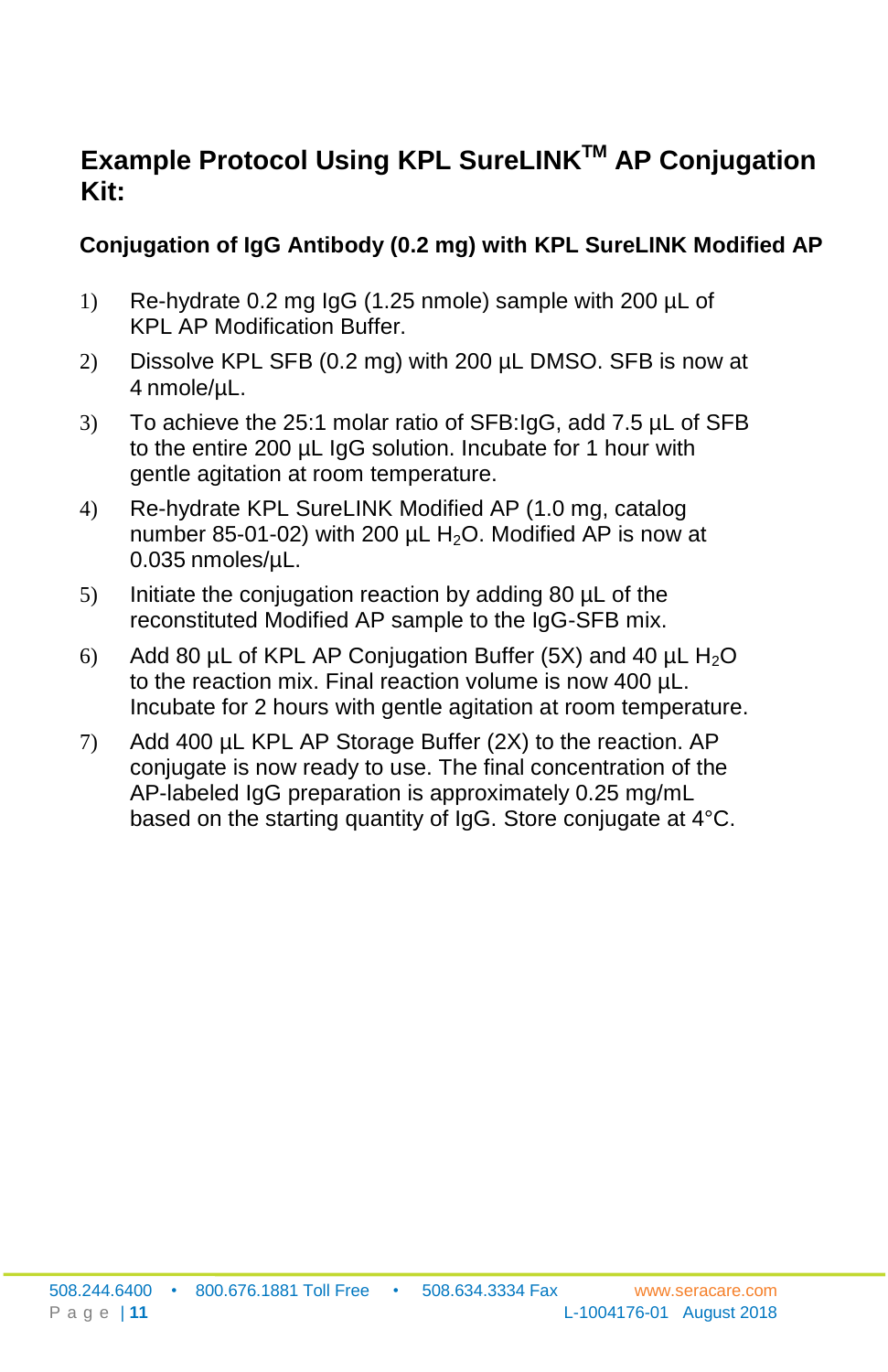## Example Protocol Using KPL SureLINK™ AP Conjugation Kit:

### Conjugation of IgG Antibody (0.2 mg) with KPL SureLINK Modified AP

1) Re-hydrate 0.2 mg IgG (1.25 nmole) sample with 200 µL of KPL AP Modification Buffer.
2) Dissolve KPL SFB (0.2 mg) with 200 µL DMSO. SFB is now at 4 nmole/µL.
3) To achieve the 25:1 molar ratio of SFB:IgG, add 7.5 µL of SFB to the entire 200 µL IgG solution. Incubate for 1 hour with gentle agitation at room temperature.
4) Re-hydrate KPL SureLINK Modified AP (1.0 mg, catalog number 85-01-02) with 200 µL $H_2O$. Modified AP is now at 0.035 nmoles/µL.
5) Initiate the conjugation reaction by adding 80 µL of the reconstituted Modified AP sample to the IgG-SFB mix.
6) Add 80 µL of KPL AP Conjugation Buffer (5X) and 40 µL $H_2O$ to the reaction mix. Final reaction volume is now 400 µL. Incubate for 2 hours with gentle agitation at room temperature.
7) Add 400 µL KPL AP Storage Buffer (2X) to the reaction. AP conjugate is now ready to use. The final concentration of the AP-labeled IgG preparation is approximately 0.25 mg/mL based on the starting quantity of IgG. Store conjugate at 4°C.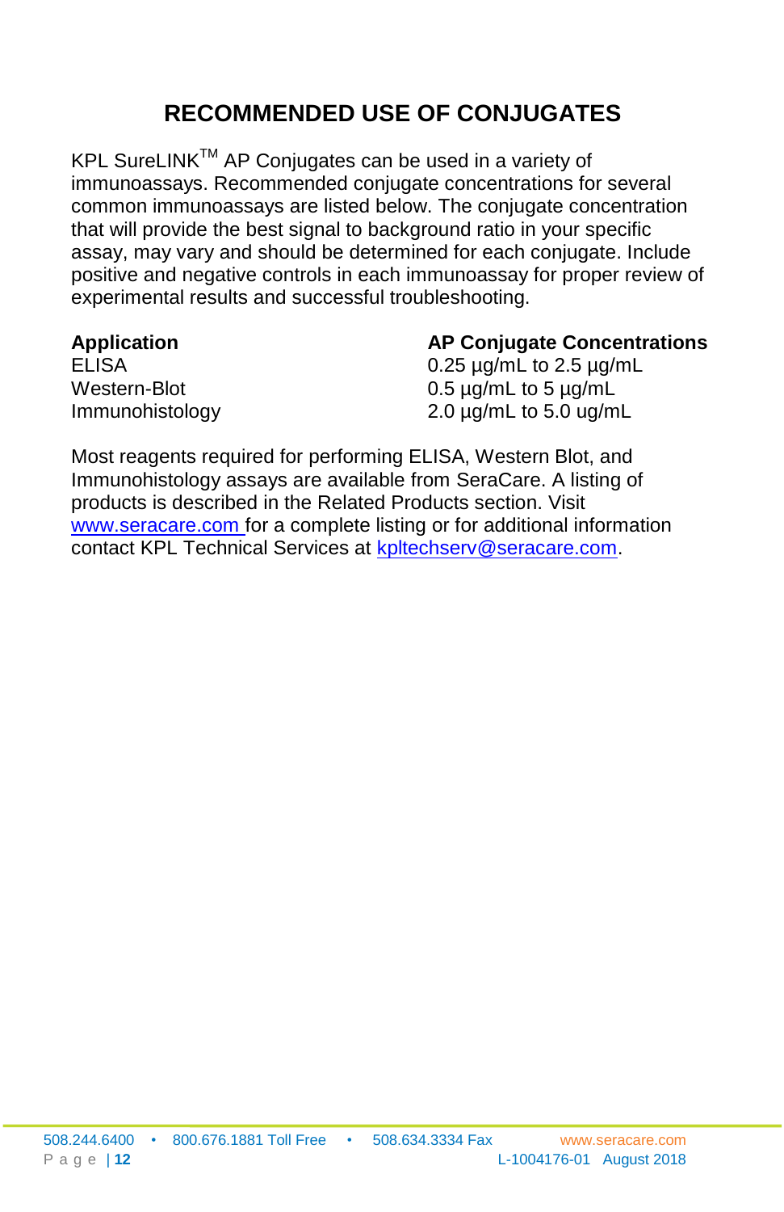# RECOMMENDED USE OF CONJUGATES

KPL SureLINK™ AP Conjugates can be used in a variety of immunoassays. Recommended conjugate concentrations for several common immunoassays are listed below. The conjugate concentration that will provide the best signal to background ratio in your specific assay, may vary and should be determined for each conjugate. Include positive and negative controls in each immunoassay for proper review of experimental results and successful troubleshooting.

| Application | AP Conjugate Concentrations |
|---|---|
| ELISA | 0.25 µg/mL to 2.5 µg/mL |
| Western-Blot | 0.5 µg/mL to 5 µg/mL |
| Immunohistology | 2.0 µg/mL to 5.0 ug/mL |

Most reagents required for performing ELISA, Western Blot, and Immunohistology assays are available from SeraCare. A listing of products is described in the Related Products section. Visit www.seracare.com for a complete listing or for additional information contact KPL Technical Services at kpltechserv@seracare.com.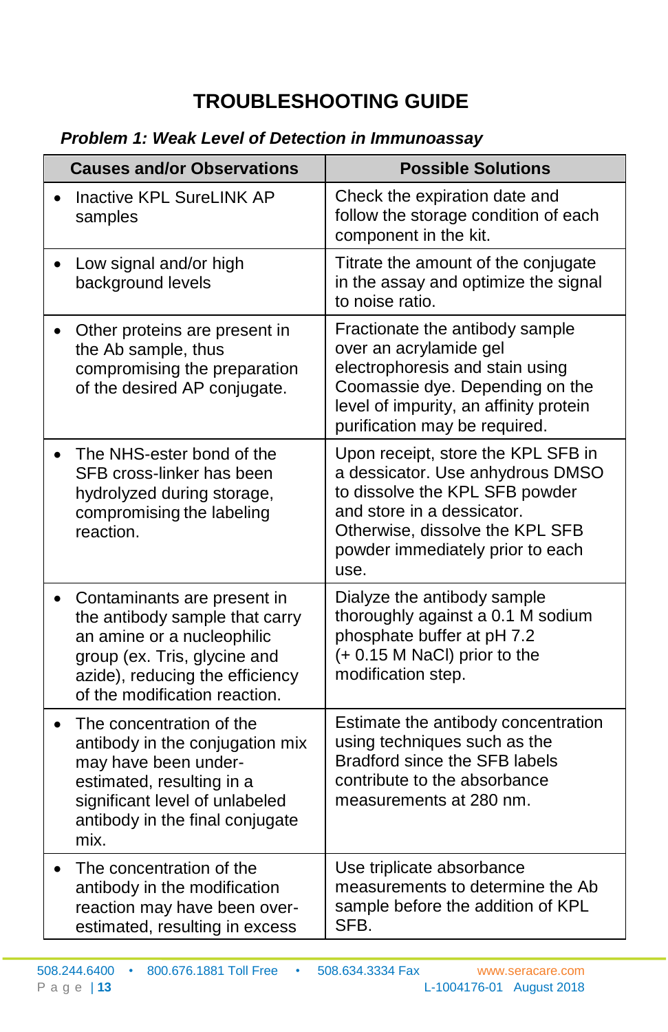# TROUBLESHOOTING GUIDE

***Problem 1: Weak Level of Detection in Immunoassay***

| Causes and/or Observations | Possible Solutions |
|---|---|
| • Inactive KPL SureLINK AP samples | Check the expiration date and follow the storage condition of each component in the kit. |
| • Low signal and/or high background levels | Titrate the amount of the conjugate in the assay and optimize the signal to noise ratio. |
| • Other proteins are present in the Ab sample, thus compromising the preparation of the desired AP conjugate. | Fractionate the antibody sample over an acrylamide gel electrophoresis and stain using Coomassie dye. Depending on the level of impurity, an affinity protein purification may be required. |
| • The NHS-ester bond of the SFB cross-linker has been hydrolyzed during storage, compromising the labeling reaction. | Upon receipt, store the KPL SFB in a dessicator. Use anhydrous DMSO to dissolve the KPL SFB powder and store in a dessicator. Otherwise, dissolve the KPL SFB powder immediately prior to each use. |
| • Contaminants are present in the antibody sample that carry an amine or a nucleophilic group (ex. Tris, glycine and azide), reducing the efficiency of the modification reaction. | Dialyze the antibody sample thoroughly against a 0.1 M sodium phosphate buffer at pH 7.2 (+ 0.15 M NaCl) prior to the modification step. |
| • The concentration of the antibody in the conjugation mix may have been under-estimated, resulting in a significant level of unlabeled antibody in the final conjugate mix. | Estimate the antibody concentration using techniques such as the Bradford since the SFB labels contribute to the absorbance measurements at 280 nm. |
| • The concentration of the antibody in the modification reaction may have been over-estimated, resulting in excess | Use triplicate absorbance measurements to determine the Ab sample before the addition of KPL SFB. |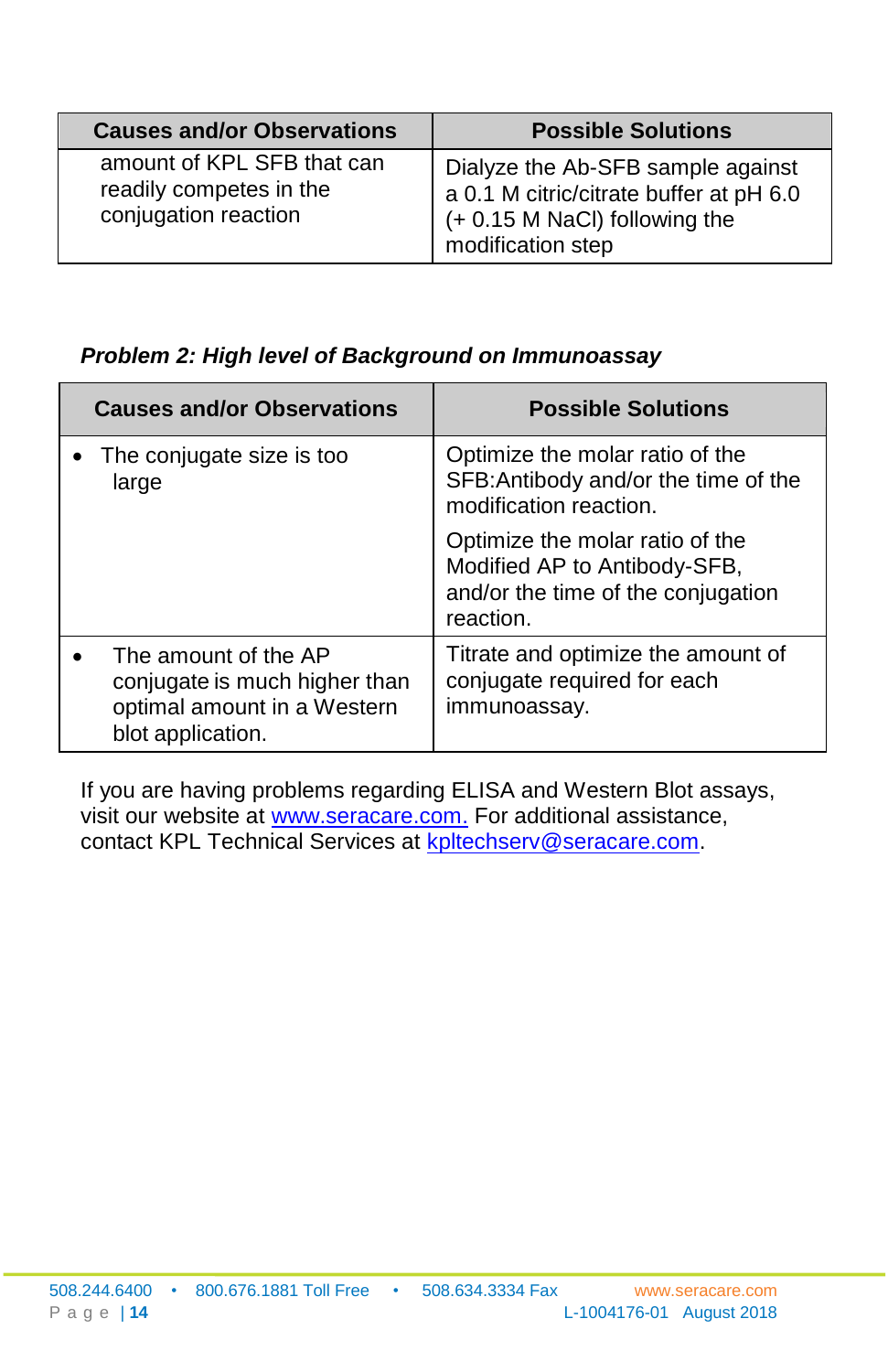| Causes and/or Observations | Possible Solutions |
|---|---|
| amount of KPL SFB that can readily competes in the conjugation reaction | Dialyze the Ab-SFB sample against a 0.1 M citric/citrate buffer at pH 6.0 (+ 0.15 M NaCl) following the modification step |

***Problem 2: High level of Background on Immunoassay***

| Causes and/or Observations | Possible Solutions |
|---|---|
| • The conjugate size is too large | Optimize the molar ratio of the SFB:Antibody and/or the time of the modification reaction.<br><br>Optimize the molar ratio of the Modified AP to Antibody-SFB, and/or the time of the conjugation reaction. |
| • The amount of the AP conjugate is much higher than optimal amount in a Western blot application. | Titrate and optimize the amount of conjugate required for each immunoassay. |

If you are having problems regarding ELISA and Western Blot assays, visit our website at www.seracare.com. For additional assistance, contact KPL Technical Services at kpltechserv@seracare.com.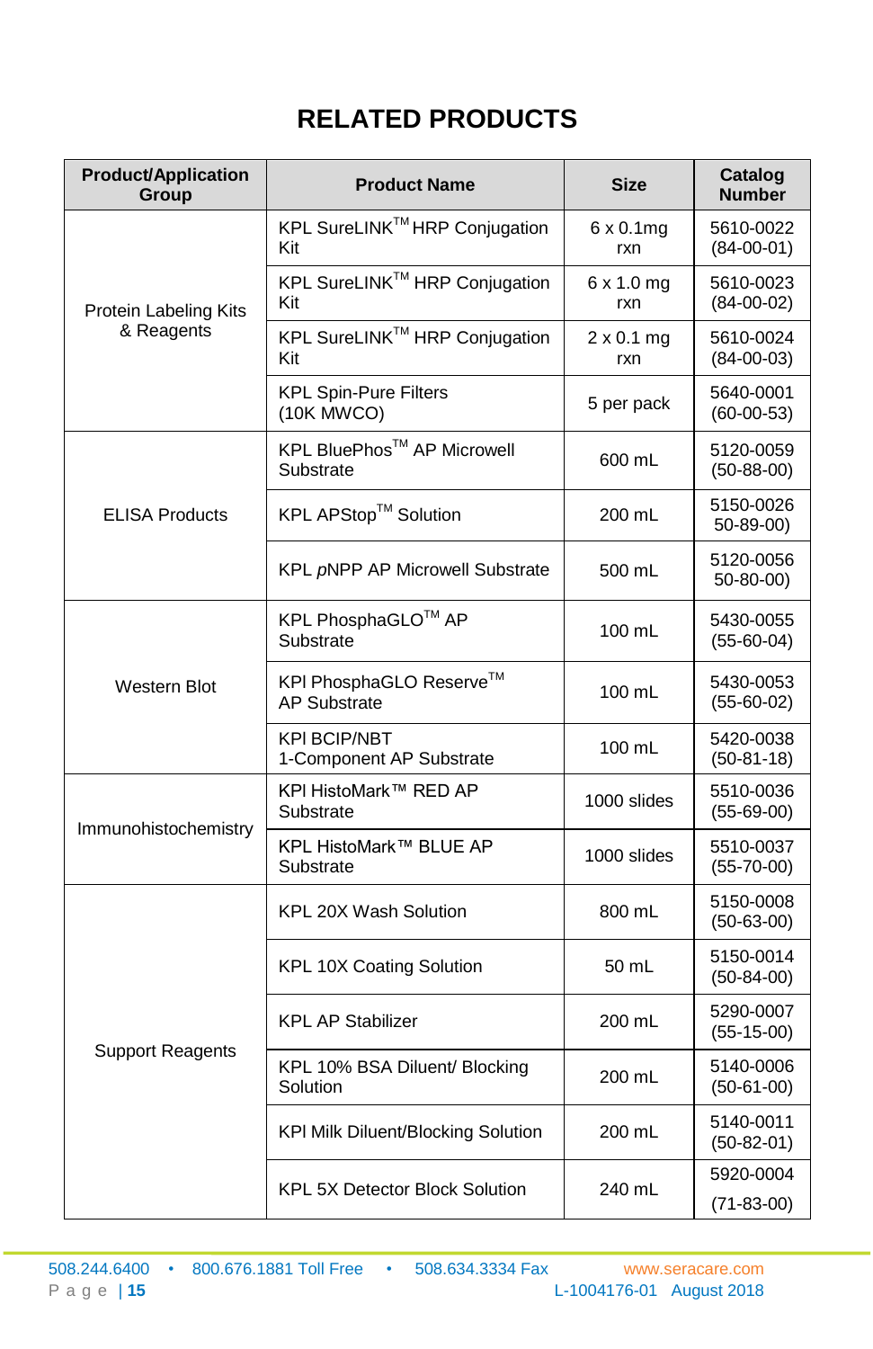# RELATED PRODUCTS

| Product/Application Group | Product Name | Size | Catalog Number |
|---|---|---|---|
| Protein Labeling Kits & Reagents | KPL SureLINK™ HRP Conjugation Kit | 6 x 0.1mg rxn | 5610-0022 (84-00-01) |
| | KPL SureLINK™ HRP Conjugation Kit | 6 x 1.0 mg rxn | 5610-0023 (84-00-02) |
| | KPL SureLINK™ HRP Conjugation Kit | 2 x 0.1 mg rxn | 5610-0024 (84-00-03) |
| | KPL Spin-Pure Filters (10K MWCO) | 5 per pack | 5640-0001 (60-00-53) |
| ELISA Products | KPL BluePhos™ AP Microwell Substrate | 600 mL | 5120-0059 (50-88-00) |
| | KPL APStop™ Solution | 200 mL | 5150-0026 50-89-00) |
| | KPL *p*NPP AP Microwell Substrate | 500 mL | 5120-0056 50-80-00) |
| Western Blot | KPL PhosphaGLO™ AP Substrate | 100 mL | 5430-0055 (55-60-04) |
| | KPl PhosphaGLO Reserve™ AP Substrate | 100 mL | 5430-0053 (55-60-02) |
| | KPl BCIP/NBT 1-Component AP Substrate | 100 mL | 5420-0038 (50-81-18) |
| Immunohistochemistry | KPl HistoMark™ RED AP Substrate | 1000 slides | 5510-0036 (55-69-00) |
| | KPL HistoMark™ BLUE AP Substrate | 1000 slides | 5510-0037 (55-70-00) |
| Support Reagents | KPL 20X Wash Solution | 800 mL | 5150-0008 (50-63-00) |
| | KPL 10X Coating Solution | 50 mL | 5150-0014 (50-84-00) |
| | KPL AP Stabilizer | 200 mL | 5290-0007 (55-15-00) |
| | KPL 10% BSA Diluent/ Blocking Solution | 200 mL | 5140-0006 (50-61-00) |
| | KPl Milk Diluent/Blocking Solution | 200 mL | 5140-0011 (50-82-01) |
| | KPL 5X Detector Block Solution | 240 mL | 5920-0004 (71-83-00) |

508.244.6400 • 800.676.1881 Toll Free • 508.634.3334 Fax www.seracare.com

L-1004176-01 August 2018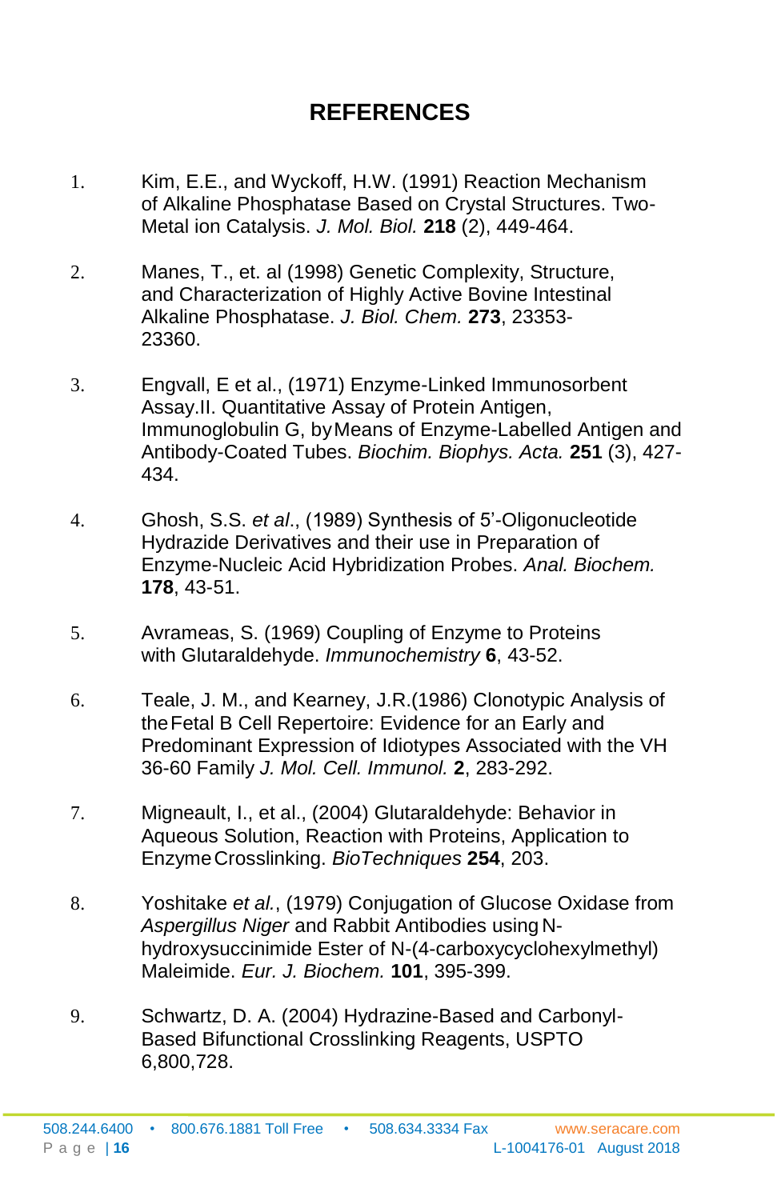# REFERENCES

1. Kim, E.E., and Wyckoff, H.W. (1991) Reaction Mechanism of Alkaline Phosphatase Based on Crystal Structures. Two-Metal ion Catalysis. *J. Mol. Biol.* **218** (2), 449-464.

2. Manes, T., et. al (1998) Genetic Complexity, Structure, and Characterization of Highly Active Bovine Intestinal Alkaline Phosphatase. *J. Biol. Chem.* **273**, 23353-23360.

3. Engvall, E et al., (1971) Enzyme-Linked Immunosorbent Assay.II. Quantitative Assay of Protein Antigen, Immunoglobulin G, by Means of Enzyme-Labelled Antigen and Antibody-Coated Tubes. *Biochim. Biophys. Acta.* **251** (3), 427-434.

4. Ghosh, S.S. *et al*., (1989) Synthesis of 5'-Oligonucleotide Hydrazide Derivatives and their use in Preparation of Enzyme-Nucleic Acid Hybridization Probes. *Anal. Biochem.* **178**, 43-51.

5. Avrameas, S. (1969) Coupling of Enzyme to Proteins with Glutaraldehyde. *Immunochemistry* **6**, 43-52.

6. Teale, J. M., and Kearney, J.R.(1986) Clonotypic Analysis of the Fetal B Cell Repertoire: Evidence for an Early and Predominant Expression of Idiotypes Associated with the VH 36-60 Family *J. Mol. Cell. Immunol.* **2**, 283-292.

7. Migneault, I., et al., (2004) Glutaraldehyde: Behavior in Aqueous Solution, Reaction with Proteins, Application to Enzyme Crosslinking. *BioTechniques* **254**, 203.

8. Yoshitake *et al.*, (1979) Conjugation of Glucose Oxidase from *Aspergillus Niger* and Rabbit Antibodies using N-hydroxysuccinimide Ester of N-(4-carboxycyclohexylmethyl) Maleimide. *Eur. J. Biochem.* **101**, 395-399.

9. Schwartz, D. A. (2004) Hydrazine-Based and Carbonyl-Based Bifunctional Crosslinking Reagents, USPTO 6,800,728.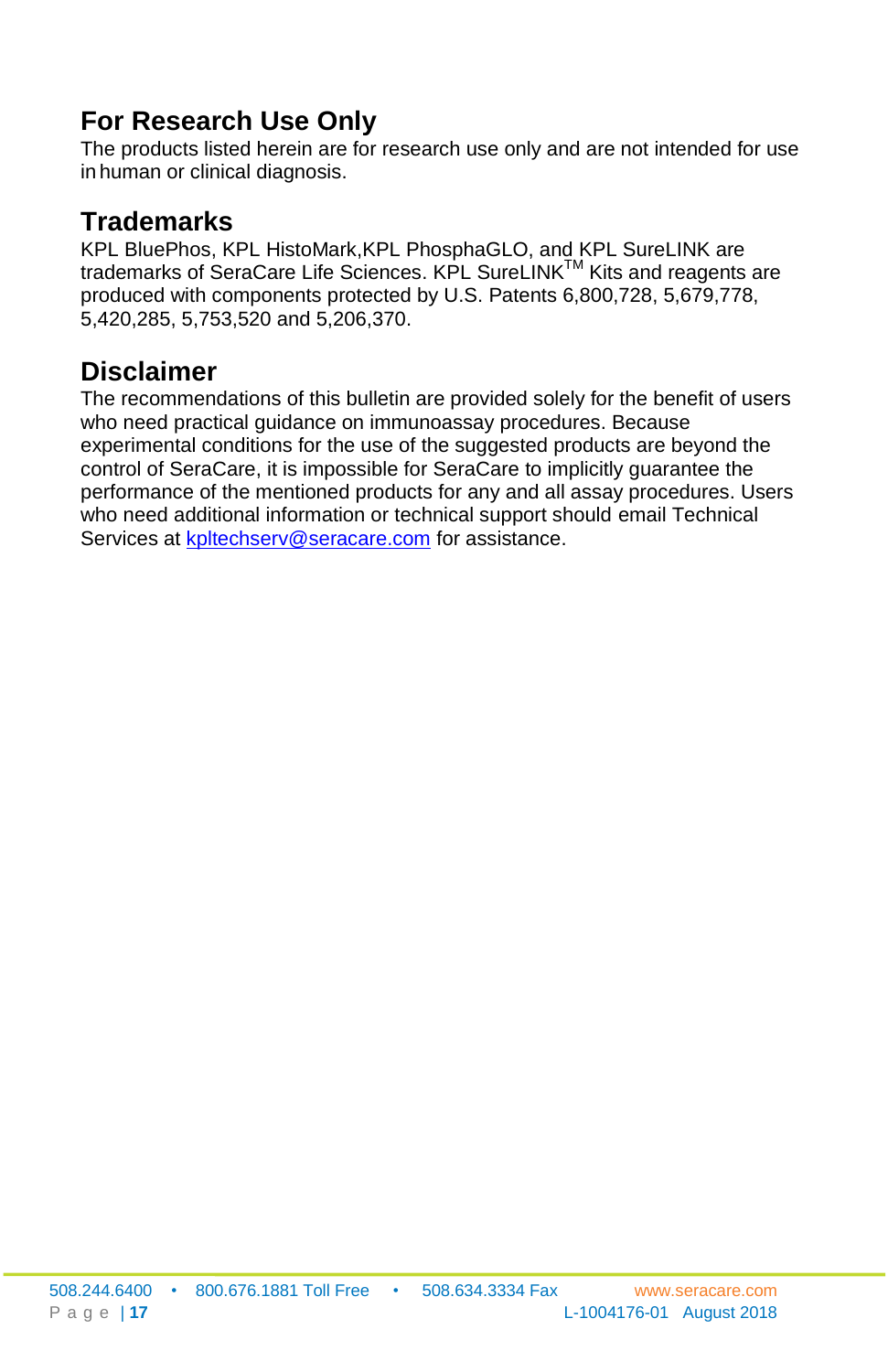## For Research Use Only

The products listed herein are for research use only and are not intended for use in human or clinical diagnosis.

## Trademarks

KPL BluePhos, KPL HistoMark,KPL PhosphaGLO, and KPL SureLINK are trademarks of SeraCare Life Sciences. KPL SureLINK™ Kits and reagents are produced with components protected by U.S. Patents 6,800,728, 5,679,778, 5,420,285, 5,753,520 and 5,206,370.

## Disclaimer

The recommendations of this bulletin are provided solely for the benefit of users who need practical guidance on immunoassay procedures. Because experimental conditions for the use of the suggested products are beyond the control of SeraCare, it is impossible for SeraCare to implicitly guarantee the performance of the mentioned products for any and all assay procedures. Users who need additional information or technical support should email Technical Services at kpltechserv@seracare.com for assistance.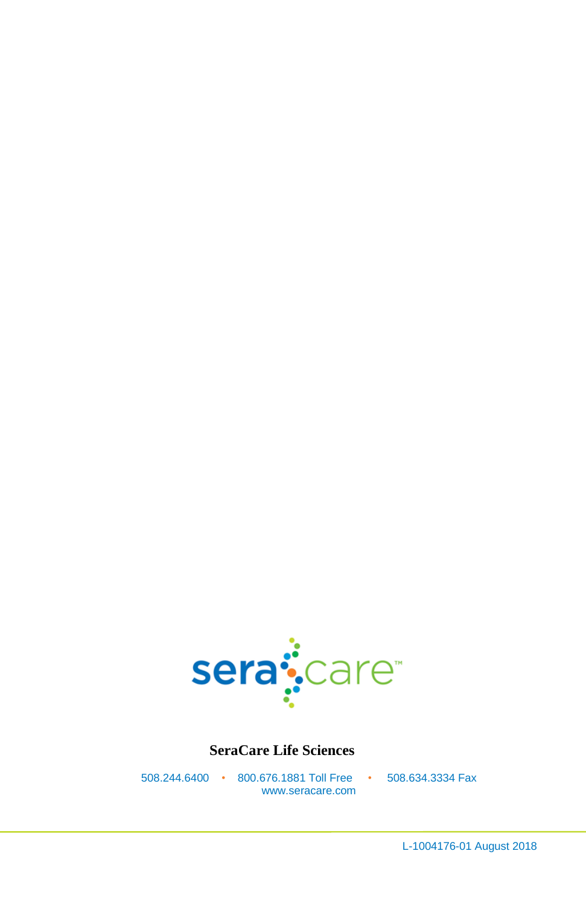**SeraCare Life Sciences**

508.244.6400 • 800.676.1881 Toll Free • 508.634.3334 Fax
www.seracare.com

L-1004176-01 August 2018